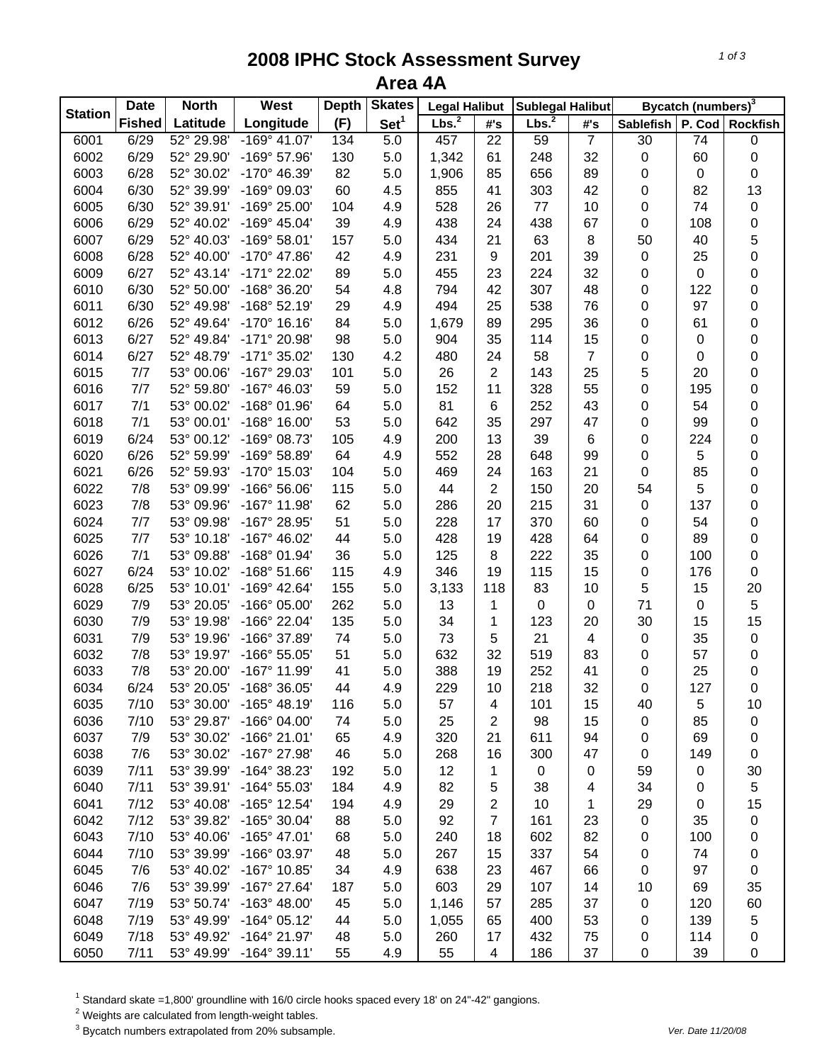# 2008 IPHC Stock Assessment Survey
## Area 4A

| Station | Date | North | West | Depth | Skates | Legal Halibut | | Sublegal Halibut | | Bycatch (numbers)[3] | | |
|---|---|---|---|---|---|---|---|---|---|---|---|---|
| | Fished | Latitude | Longitude | (F) | Set[1] | Lbs.[2] | #'s | Lbs.[2] | #'s | Sablefish | P. Cod | Rockfish |
| 6001 | 6/29 | 52° 29.98' | -169° 41.07' | 134 | 5.0 | 457 | 22 | 59 | 7 | 30 | 74 | 0 |
| 6002 | 6/29 | 52° 29.90' | -169° 57.96' | 130 | 5.0 | 1,342 | 61 | 248 | 32 | 0 | 60 | 0 |
| 6003 | 6/28 | 52° 30.02' | -170° 46.39' | 82 | 5.0 | 1,906 | 85 | 656 | 89 | 0 | 0 | 0 |
| 6004 | 6/30 | 52° 39.99' | -169° 09.03' | 60 | 4.5 | 855 | 41 | 303 | 42 | 0 | 82 | 13 |
| 6005 | 6/30 | 52° 39.91' | -169° 25.00' | 104 | 4.9 | 528 | 26 | 77 | 10 | 0 | 74 | 0 |
| 6006 | 6/29 | 52° 40.02' | -169° 45.04' | 39 | 4.9 | 438 | 24 | 438 | 67 | 0 | 108 | 0 |
| 6007 | 6/29 | 52° 40.03' | -169° 58.01' | 157 | 5.0 | 434 | 21 | 63 | 8 | 50 | 40 | 5 |
| 6008 | 6/28 | 52° 40.00' | -170° 47.86' | 42 | 4.9 | 231 | 9 | 201 | 39 | 0 | 25 | 0 |
| 6009 | 6/27 | 52° 43.14' | -171° 22.02' | 89 | 5.0 | 455 | 23 | 224 | 32 | 0 | 0 | 0 |
| 6010 | 6/30 | 52° 50.00' | -168° 36.20' | 54 | 4.8 | 794 | 42 | 307 | 48 | 0 | 122 | 0 |
| 6011 | 6/30 | 52° 49.98' | -168° 52.19' | 29 | 4.9 | 494 | 25 | 538 | 76 | 0 | 97 | 0 |
| 6012 | 6/26 | 52° 49.64' | -170° 16.16' | 84 | 5.0 | 1,679 | 89 | 295 | 36 | 0 | 61 | 0 |
| 6013 | 6/27 | 52° 49.84' | -171° 20.98' | 98 | 5.0 | 904 | 35 | 114 | 15 | 0 | 0 | 0 |
| 6014 | 6/27 | 52° 48.79' | -171° 35.02' | 130 | 4.2 | 480 | 24 | 58 | 7 | 0 | 0 | 0 |
| 6015 | 7/7 | 53° 00.06' | -167° 29.03' | 101 | 5.0 | 26 | 2 | 143 | 25 | 5 | 20 | 0 |
| 6016 | 7/7 | 52° 59.80' | -167° 46.03' | 59 | 5.0 | 152 | 11 | 328 | 55 | 0 | 195 | 0 |
| 6017 | 7/1 | 53° 00.02' | -168° 01.96' | 64 | 5.0 | 81 | 6 | 252 | 43 | 0 | 54 | 0 |
| 6018 | 7/1 | 53° 00.01' | -168° 16.00' | 53 | 5.0 | 642 | 35 | 297 | 47 | 0 | 99 | 0 |
| 6019 | 6/24 | 53° 00.12' | -169° 08.73' | 105 | 4.9 | 200 | 13 | 39 | 6 | 0 | 224 | 0 |
| 6020 | 6/26 | 52° 59.99' | -169° 58.89' | 64 | 4.9 | 552 | 28 | 648 | 99 | 0 | 5 | 0 |
| 6021 | 6/26 | 52° 59.93' | -170° 15.03' | 104 | 5.0 | 469 | 24 | 163 | 21 | 0 | 85 | 0 |
| 6022 | 7/8 | 53° 09.99' | -166° 56.06' | 115 | 5.0 | 44 | 2 | 150 | 20 | 54 | 5 | 0 |
| 6023 | 7/8 | 53° 09.96' | -167° 11.98' | 62 | 5.0 | 286 | 20 | 215 | 31 | 0 | 137 | 0 |
| 6024 | 7/7 | 53° 09.98' | -167° 28.95' | 51 | 5.0 | 228 | 17 | 370 | 60 | 0 | 54 | 0 |
| 6025 | 7/7 | 53° 10.18' | -167° 46.02' | 44 | 5.0 | 428 | 19 | 428 | 64 | 0 | 89 | 0 |
| 6026 | 7/1 | 53° 09.88' | -168° 01.94' | 36 | 5.0 | 125 | 8 | 222 | 35 | 0 | 100 | 0 |
| 6027 | 6/24 | 53° 10.02' | -168° 51.66' | 115 | 4.9 | 346 | 19 | 115 | 15 | 0 | 176 | 0 |
| 6028 | 6/25 | 53° 10.01' | -169° 42.64' | 155 | 5.0 | 3,133 | 118 | 83 | 10 | 5 | 15 | 20 |
| 6029 | 7/9 | 53° 20.05' | -166° 05.00' | 262 | 5.0 | 13 | 1 | 0 | 0 | 71 | 0 | 5 |
| 6030 | 7/9 | 53° 19.98' | -166° 22.04' | 135 | 5.0 | 34 | 1 | 123 | 20 | 30 | 15 | 15 |
| 6031 | 7/9 | 53° 19.96' | -166° 37.89' | 74 | 5.0 | 73 | 5 | 21 | 4 | 0 | 35 | 0 |
| 6032 | 7/8 | 53° 19.97' | -166° 55.05' | 51 | 5.0 | 632 | 32 | 519 | 83 | 0 | 57 | 0 |
| 6033 | 7/8 | 53° 20.00' | -167° 11.99' | 41 | 5.0 | 388 | 19 | 252 | 41 | 0 | 25 | 0 |
| 6034 | 6/24 | 53° 20.05' | -168° 36.05' | 44 | 4.9 | 229 | 10 | 218 | 32 | 0 | 127 | 0 |
| 6035 | 7/10 | 53° 30.00' | -165° 48.19' | 116 | 5.0 | 57 | 4 | 101 | 15 | 40 | 5 | 10 |
| 6036 | 7/10 | 53° 29.87' | -166° 04.00' | 74 | 5.0 | 25 | 2 | 98 | 15 | 0 | 85 | 0 |
| 6037 | 7/9 | 53° 30.02' | -166° 21.01' | 65 | 4.9 | 320 | 21 | 611 | 94 | 0 | 69 | 0 |
| 6038 | 7/6 | 53° 30.02' | -167° 27.98' | 46 | 5.0 | 268 | 16 | 300 | 47 | 0 | 149 | 0 |
| 6039 | 7/11 | 53° 39.99' | -164° 38.23' | 192 | 5.0 | 12 | 1 | 0 | 0 | 59 | 0 | 30 |
| 6040 | 7/11 | 53° 39.91' | -164° 55.03' | 184 | 4.9 | 82 | 5 | 38 | 4 | 34 | 0 | 5 |
| 6041 | 7/12 | 53° 40.08' | -165° 12.54' | 194 | 4.9 | 29 | 2 | 10 | 1 | 29 | 0 | 15 |
| 6042 | 7/12 | 53° 39.82' | -165° 30.04' | 88 | 5.0 | 92 | 7 | 161 | 23 | 0 | 35 | 0 |
| 6043 | 7/10 | 53° 40.06' | -165° 47.01' | 68 | 5.0 | 240 | 18 | 602 | 82 | 0 | 100 | 0 |
| 6044 | 7/10 | 53° 39.99' | -166° 03.97' | 48 | 5.0 | 267 | 15 | 337 | 54 | 0 | 74 | 0 |
| 6045 | 7/6 | 53° 40.02' | -167° 10.85' | 34 | 4.9 | 638 | 23 | 467 | 66 | 0 | 97 | 0 |
| 6046 | 7/6 | 53° 39.99' | -167° 27.64' | 187 | 5.0 | 603 | 29 | 107 | 14 | 10 | 69 | 35 |
| 6047 | 7/19 | 53° 50.74' | -163° 48.00' | 45 | 5.0 | 1,146 | 57 | 285 | 37 | 0 | 120 | 60 |
| 6048 | 7/19 | 53° 49.99' | -164° 05.12' | 44 | 5.0 | 1,055 | 65 | 400 | 53 | 0 | 139 | 5 |
| 6049 | 7/18 | 53° 49.92' | -164° 21.97' | 48 | 5.0 | 260 | 17 | 432 | 75 | 0 | 114 | 0 |
| 6050 | 7/11 | 53° 49.99' | -164° 39.11' | 55 | 4.9 | 55 | 4 | 186 | 37 | 0 | 39 | 0 |

[1] Standard skate =1,800' groundline with 16/0 circle hooks spaced every 18' on 24"-42" gangions.
[2] Weights are calculated from length-weight tables.
[3] Bycatch numbers extrapolated from 20% subsample.

Ver. Date 11/20/08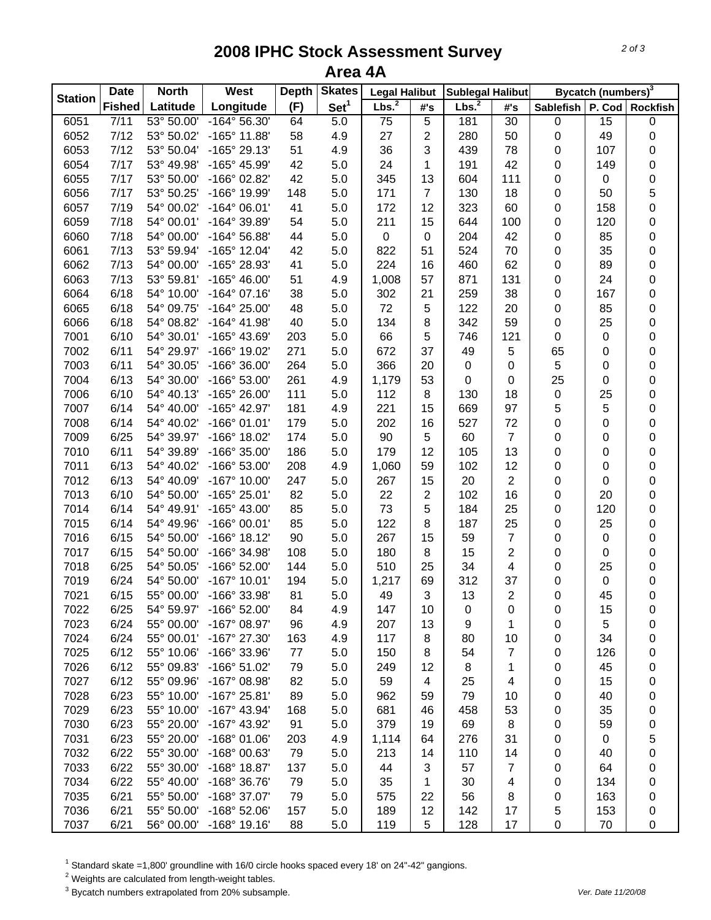# 2008 IPHC Stock Assessment Survey
## Area 4A

| Station | Date Fished | North Latitude | West Longitude | Depth (F) | Skates Set[1] | Legal Halibut | | Sublegal Halibut | | Bycatch (numbers)[3] | | |
|---|---|---|---|---|---|---|---|---|---|---|---|---|
| | | | | | | Lbs.[2] | #'s | Lbs.[2] | #'s | Sablefish | P. Cod | Rockfish |
| 6051 | 7/11 | 53° 50.00' | -164° 56.30' | 64 | 5.0 | 75 | 5 | 181 | 30 | 0 | 15 | 0 |
| 6052 | 7/12 | 53° 50.02' | -165° 11.88' | 58 | 4.9 | 27 | 2 | 280 | 50 | 0 | 49 | 0 |
| 6053 | 7/12 | 53° 50.04' | -165° 29.13' | 51 | 4.9 | 36 | 3 | 439 | 78 | 0 | 107 | 0 |
| 6054 | 7/17 | 53° 49.98' | -165° 45.99' | 42 | 5.0 | 24 | 1 | 191 | 42 | 0 | 149 | 0 |
| 6055 | 7/17 | 53° 50.00' | -166° 02.82' | 42 | 5.0 | 345 | 13 | 604 | 111 | 0 | 0 | 0 |
| 6056 | 7/17 | 53° 50.25' | -166° 19.99' | 148 | 5.0 | 171 | 7 | 130 | 18 | 0 | 50 | 5 |
| 6057 | 7/19 | 54° 00.02' | -164° 06.01' | 41 | 5.0 | 172 | 12 | 323 | 60 | 0 | 158 | 0 |
| 6059 | 7/18 | 54° 00.01' | -164° 39.89' | 54 | 5.0 | 211 | 15 | 644 | 100 | 0 | 120 | 0 |
| 6060 | 7/18 | 54° 00.00' | -164° 56.88' | 44 | 5.0 | 0 | 0 | 204 | 42 | 0 | 85 | 0 |
| 6061 | 7/13 | 53° 59.94' | -165° 12.04' | 42 | 5.0 | 822 | 51 | 524 | 70 | 0 | 35 | 0 |
| 6062 | 7/13 | 54° 00.00' | -165° 28.93' | 41 | 5.0 | 224 | 16 | 460 | 62 | 0 | 89 | 0 |
| 6063 | 7/13 | 53° 59.81' | -165° 46.00' | 51 | 4.9 | 1,008 | 57 | 871 | 131 | 0 | 24 | 0 |
| 6064 | 6/18 | 54° 10.00' | -164° 07.16' | 38 | 5.0 | 302 | 21 | 259 | 38 | 0 | 167 | 0 |
| 6065 | 6/18 | 54° 09.75' | -164° 25.00' | 48 | 5.0 | 72 | 5 | 122 | 20 | 0 | 85 | 0 |
| 6066 | 6/18 | 54° 08.82' | -164° 41.98' | 40 | 5.0 | 134 | 8 | 342 | 59 | 0 | 25 | 0 |
| 7001 | 6/10 | 54° 30.01' | -165° 43.69' | 203 | 5.0 | 66 | 5 | 746 | 121 | 0 | 0 | 0 |
| 7002 | 6/11 | 54° 29.97' | -166° 19.02' | 271 | 5.0 | 672 | 37 | 49 | 5 | 65 | 0 | 0 |
| 7003 | 6/11 | 54° 30.05' | -166° 36.00' | 264 | 5.0 | 366 | 20 | 0 | 0 | 5 | 0 | 0 |
| 7004 | 6/13 | 54° 30.00' | -166° 53.00' | 261 | 4.9 | 1,179 | 53 | 0 | 0 | 25 | 0 | 0 |
| 7006 | 6/10 | 54° 40.13' | -165° 26.00' | 111 | 5.0 | 112 | 8 | 130 | 18 | 0 | 25 | 0 |
| 7007 | 6/14 | 54° 40.00' | -165° 42.97' | 181 | 4.9 | 221 | 15 | 669 | 97 | 5 | 5 | 0 |
| 7008 | 6/14 | 54° 40.02' | -166° 01.01' | 179 | 5.0 | 202 | 16 | 527 | 72 | 0 | 0 | 0 |
| 7009 | 6/25 | 54° 39.97' | -166° 18.02' | 174 | 5.0 | 90 | 5 | 60 | 7 | 0 | 0 | 0 |
| 7010 | 6/11 | 54° 39.89' | -166° 35.00' | 186 | 5.0 | 179 | 12 | 105 | 13 | 0 | 0 | 0 |
| 7011 | 6/13 | 54° 40.02' | -166° 53.00' | 208 | 4.9 | 1,060 | 59 | 102 | 12 | 0 | 0 | 0 |
| 7012 | 6/13 | 54° 40.09' | -167° 10.00' | 247 | 5.0 | 267 | 15 | 20 | 2 | 0 | 0 | 0 |
| 7013 | 6/10 | 54° 50.00' | -165° 25.01' | 82 | 5.0 | 22 | 2 | 102 | 16 | 0 | 20 | 0 |
| 7014 | 6/14 | 54° 49.91' | -165° 43.00' | 85 | 5.0 | 73 | 5 | 184 | 25 | 0 | 120 | 0 |
| 7015 | 6/14 | 54° 49.96' | -166° 00.01' | 85 | 5.0 | 122 | 8 | 187 | 25 | 0 | 25 | 0 |
| 7016 | 6/15 | 54° 50.00' | -166° 18.12' | 90 | 5.0 | 267 | 15 | 59 | 7 | 0 | 0 | 0 |
| 7017 | 6/15 | 54° 50.00' | -166° 34.98' | 108 | 5.0 | 180 | 8 | 15 | 2 | 0 | 0 | 0 |
| 7018 | 6/25 | 54° 50.05' | -166° 52.00' | 144 | 5.0 | 510 | 25 | 34 | 4 | 0 | 25 | 0 |
| 7019 | 6/24 | 54° 50.00' | -167° 10.01' | 194 | 5.0 | 1,217 | 69 | 312 | 37 | 0 | 0 | 0 |
| 7021 | 6/15 | 55° 00.00' | -166° 33.98' | 81 | 5.0 | 49 | 3 | 13 | 2 | 0 | 45 | 0 |
| 7022 | 6/25 | 54° 59.97' | -166° 52.00' | 84 | 4.9 | 147 | 10 | 0 | 0 | 0 | 15 | 0 |
| 7023 | 6/24 | 55° 00.00' | -167° 08.97' | 96 | 4.9 | 207 | 13 | 9 | 1 | 0 | 5 | 0 |
| 7024 | 6/24 | 55° 00.01' | -167° 27.30' | 163 | 4.9 | 117 | 8 | 80 | 10 | 0 | 34 | 0 |
| 7025 | 6/12 | 55° 10.06' | -166° 33.96' | 77 | 5.0 | 150 | 8 | 54 | 7 | 0 | 126 | 0 |
| 7026 | 6/12 | 55° 09.83' | -166° 51.02' | 79 | 5.0 | 249 | 12 | 8 | 1 | 0 | 45 | 0 |
| 7027 | 6/12 | 55° 09.96' | -167° 08.98' | 82 | 5.0 | 59 | 4 | 25 | 4 | 0 | 15 | 0 |
| 7028 | 6/23 | 55° 10.00' | -167° 25.81' | 89 | 5.0 | 962 | 59 | 79 | 10 | 0 | 40 | 0 |
| 7029 | 6/23 | 55° 10.00' | -167° 43.94' | 168 | 5.0 | 681 | 46 | 458 | 53 | 0 | 35 | 0 |
| 7030 | 6/23 | 55° 20.00' | -167° 43.92' | 91 | 5.0 | 379 | 19 | 69 | 8 | 0 | 59 | 0 |
| 7031 | 6/23 | 55° 20.00' | -168° 01.06' | 203 | 4.9 | 1,114 | 64 | 276 | 31 | 0 | 0 | 5 |
| 7032 | 6/22 | 55° 30.00' | -168° 00.63' | 79 | 5.0 | 213 | 14 | 110 | 14 | 0 | 40 | 0 |
| 7033 | 6/22 | 55° 30.00' | -168° 18.87' | 137 | 5.0 | 44 | 3 | 57 | 7 | 0 | 64 | 0 |
| 7034 | 6/22 | 55° 40.00' | -168° 36.76' | 79 | 5.0 | 35 | 1 | 30 | 4 | 0 | 134 | 0 |
| 7035 | 6/21 | 55° 50.00' | -168° 37.07' | 79 | 5.0 | 575 | 22 | 56 | 8 | 0 | 163 | 0 |
| 7036 | 6/21 | 55° 50.00' | -168° 52.06' | 157 | 5.0 | 189 | 12 | 142 | 17 | 5 | 153 | 0 |
| 7037 | 6/21 | 56° 00.00' | -168° 19.16' | 88 | 5.0 | 119 | 5 | 128 | 17 | 0 | 70 | 0 |

[1] Standard skate =1,800' groundline with 16/0 circle hooks spaced every 18' on 24"-42" gangions.
[2] Weights are calculated from length-weight tables.
[3] Bycatch numbers extrapolated from 20% subsample.

*Ver. Date 11/20/08*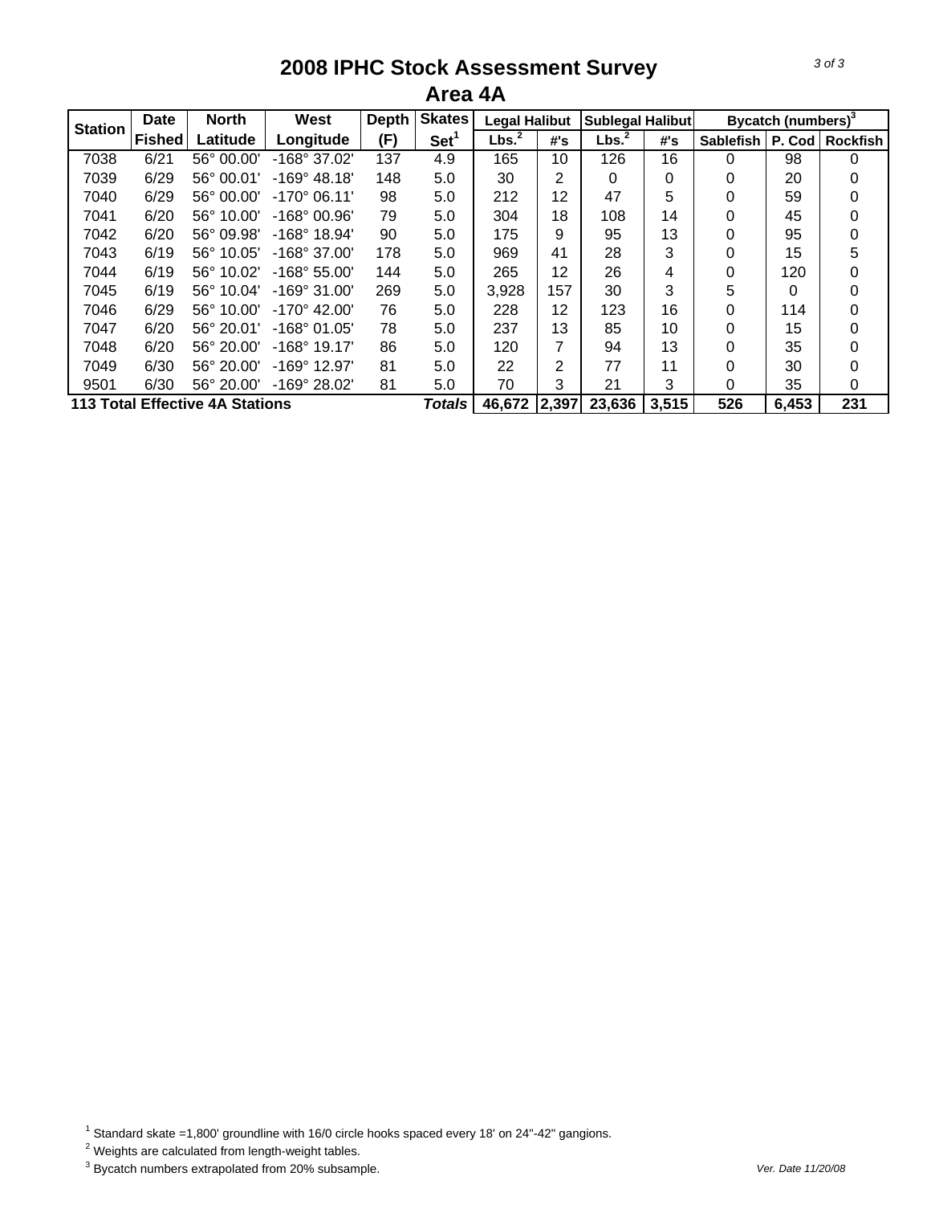# 2008 IPHC Stock Assessment Survey

## Area 4A

| Station | Date | North | West | Depth | Skates | Legal Halibut | | Sublegal Halibut | | Bycatch (numbers)[3] | | |
|---|---|---|---|---|---|---|---|---|---|---|---|---|
| | Fished | Latitude | Longitude | (F) | Set[1] | Lbs.[2] | #'s | Lbs.[2] | #'s | Sablefish | P. Cod | Rockfish |
| 7038 | 6/21 | 56° 00.00' | -168° 37.02' | 137 | 4.9 | 165 | 10 | 126 | 16 | 0 | 98 | 0 |
| 7039 | 6/29 | 56° 00.01' | -169° 48.18' | 148 | 5.0 | 30 | 2 | 0 | 0 | 0 | 20 | 0 |
| 7040 | 6/29 | 56° 00.00' | -170° 06.11' | 98 | 5.0 | 212 | 12 | 47 | 5 | 0 | 59 | 0 |
| 7041 | 6/20 | 56° 10.00' | -168° 00.96' | 79 | 5.0 | 304 | 18 | 108 | 14 | 0 | 45 | 0 |
| 7042 | 6/20 | 56° 09.98' | -168° 18.94' | 90 | 5.0 | 175 | 9 | 95 | 13 | 0 | 95 | 0 |
| 7043 | 6/19 | 56° 10.05' | -168° 37.00' | 178 | 5.0 | 969 | 41 | 28 | 3 | 0 | 15 | 5 |
| 7044 | 6/19 | 56° 10.02' | -168° 55.00' | 144 | 5.0 | 265 | 12 | 26 | 4 | 0 | 120 | 0 |
| 7045 | 6/19 | 56° 10.04' | -169° 31.00' | 269 | 5.0 | 3,928 | 157 | 30 | 3 | 5 | 0 | 0 |
| 7046 | 6/29 | 56° 10.00' | -170° 42.00' | 76 | 5.0 | 228 | 12 | 123 | 16 | 0 | 114 | 0 |
| 7047 | 6/20 | 56° 20.01' | -168° 01.05' | 78 | 5.0 | 237 | 13 | 85 | 10 | 0 | 15 | 0 |
| 7048 | 6/20 | 56° 20.00' | -168° 19.17' | 86 | 5.0 | 120 | 7 | 94 | 13 | 0 | 35 | 0 |
| 7049 | 6/30 | 56° 20.00' | -169° 12.97' | 81 | 5.0 | 22 | 2 | 77 | 11 | 0 | 30 | 0 |
| 9501 | 6/30 | 56° 20.00' | -169° 28.02' | 81 | 5.0 | 70 | 3 | 21 | 3 | 0 | 35 | 0 |
| **113 Total Effective 4A Stations** | | | | | ***Totals*** | **46,672** | **2,397** | **23,636** | **3,515** | **526** | **6,453** | **231** |

[1] Standard skate =1,800' groundline with 16/0 circle hooks spaced every 18' on 24"-42" gangions.

[2] Weights are calculated from length-weight tables.

[3] Bycatch numbers extrapolated from 20% subsample.

*Ver. Date 11/20/08*